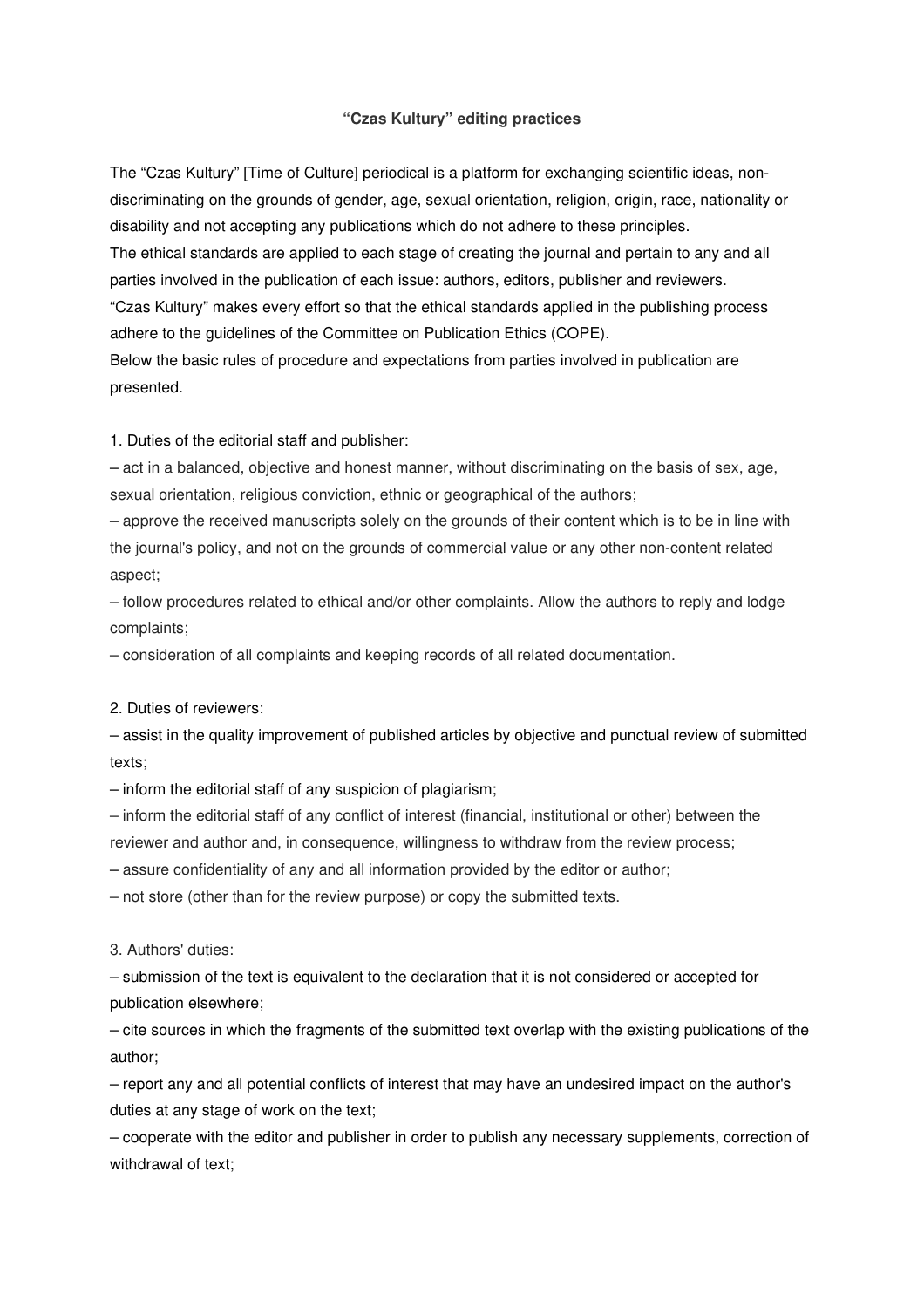**“Czas Kultury” editing practices**

The “Czas Kultury” [Time of Culture] periodical is a platform for exchanging scientific ideas, non-discriminating on the grounds of gender, age, sexual orientation, religion, origin, race, nationality or disability and not accepting any publications which do not adhere to these principles.
The ethical standards are applied to each stage of creating the journal and pertain to any and all parties involved in the publication of each issue: authors, editors, publisher and reviewers.
“Czas Kultury” makes every effort so that the ethical standards applied in the publishing process adhere to the guidelines of the Committee on Publication Ethics (COPE).
Below the basic rules of procedure and expectations from parties involved in publication are presented.

1. Duties of the editorial staff and publisher:

– act in a balanced, objective and honest manner, without discriminating on the basis of sex, age, sexual orientation, religious conviction, ethnic or geographical of the authors;

– approve the received manuscripts solely on the grounds of their content which is to be in line with the journal's policy, and not on the grounds of commercial value or any other non-content related aspect;

– follow procedures related to ethical and/or other complaints. Allow the authors to reply and lodge complaints;

– consideration of all complaints and keeping records of all related documentation.

2. Duties of reviewers:

– assist in the quality improvement of published articles by objective and punctual review of submitted texts;

– inform the editorial staff of any suspicion of plagiarism;

– inform the editorial staff of any conflict of interest (financial, institutional or other) between the reviewer and author and, in consequence, willingness to withdraw from the review process;

– assure confidentiality of any and all information provided by the editor or author;

– not store (other than for the review purpose) or copy the submitted texts.

3. Authors' duties:

– submission of the text is equivalent to the declaration that it is not considered or accepted for publication elsewhere;

– cite sources in which the fragments of the submitted text overlap with the existing publications of the author;

– report any and all potential conflicts of interest that may have an undesired impact on the author's duties at any stage of work on the text;

– cooperate with the editor and publisher in order to publish any necessary supplements, correction of withdrawal of text;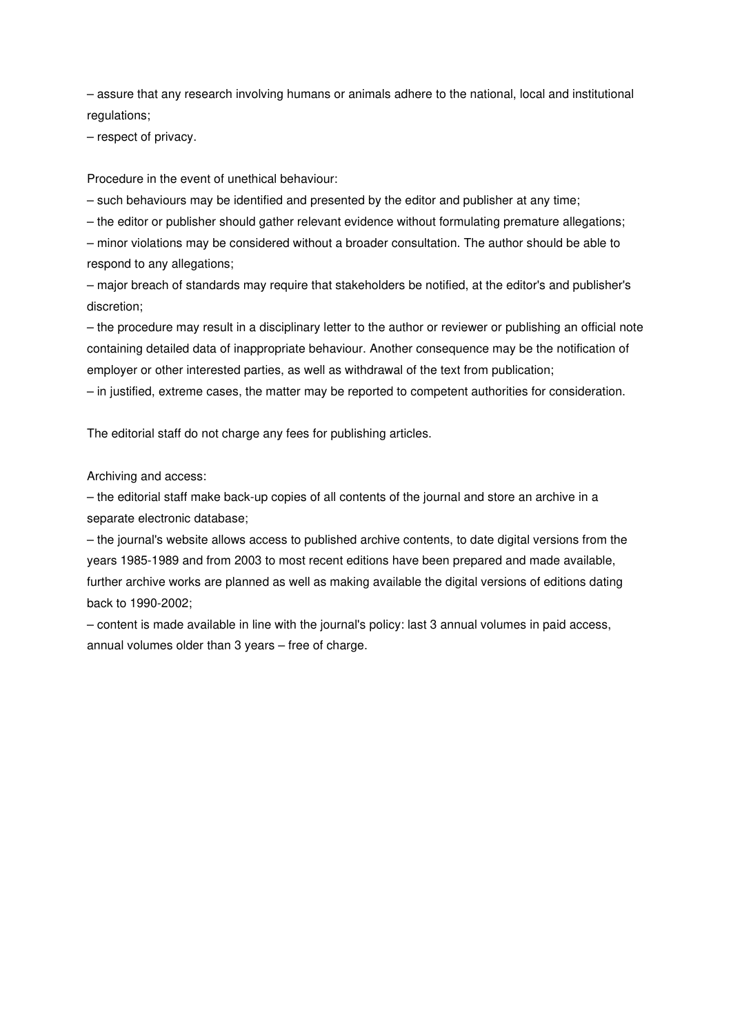– assure that any research involving humans or animals adhere to the national, local and institutional regulations;

– respect of privacy.

Procedure in the event of unethical behaviour:

– such behaviours may be identified and presented by the editor and publisher at any time;

– the editor or publisher should gather relevant evidence without formulating premature allegations;

– minor violations may be considered without a broader consultation. The author should be able to respond to any allegations;

– major breach of standards may require that stakeholders be notified, at the editor's and publisher's discretion;

– the procedure may result in a disciplinary letter to the author or reviewer or publishing an official note containing detailed data of inappropriate behaviour. Another consequence may be the notification of employer or other interested parties, as well as withdrawal of the text from publication;

– in justified, extreme cases, the matter may be reported to competent authorities for consideration.

The editorial staff do not charge any fees for publishing articles.

Archiving and access:

– the editorial staff make back-up copies of all contents of the journal and store an archive in a separate electronic database;

– the journal's website allows access to published archive contents, to date digital versions from the years 1985-1989 and from 2003 to most recent editions have been prepared and made available, further archive works are planned as well as making available the digital versions of editions dating back to 1990-2002;

– content is made available in line with the journal's policy: last 3 annual volumes in paid access, annual volumes older than 3 years – free of charge.